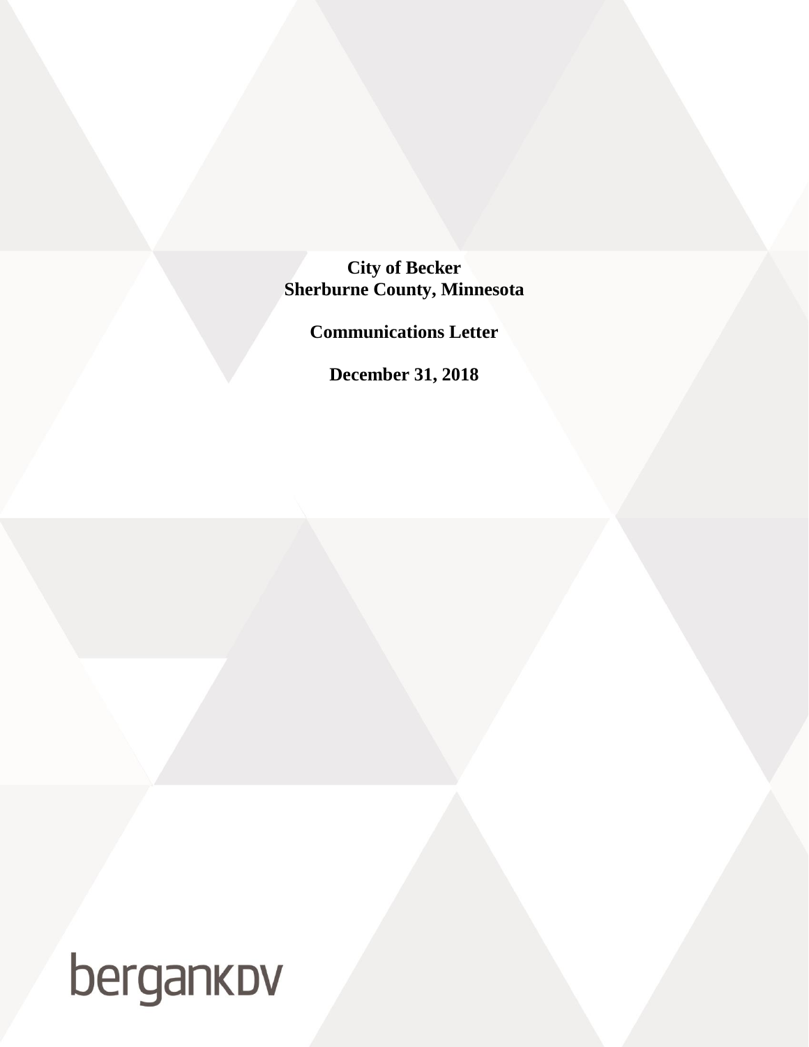**City of Becker**
**Sherburne County, Minnesota**

**Communications Letter**

**December 31, 2018**

bergankdv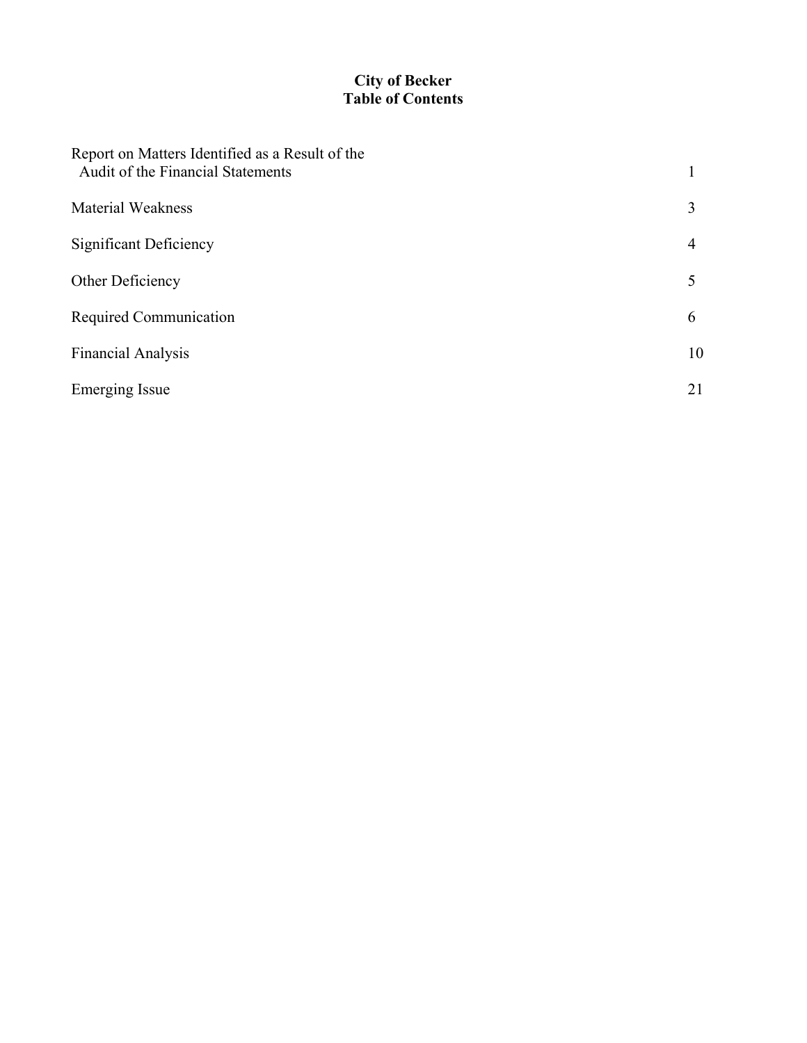# City of Becker
## Table of Contents

| | |
|---|---|
| Report on Matters Identified as a Result of the Audit of the Financial Statements | 1 |
| Material Weakness | 3 |
| Significant Deficiency | 4 |
| Other Deficiency | 5 |
| Required Communication | 6 |
| Financial Analysis | 10 |
| Emerging Issue | 21 |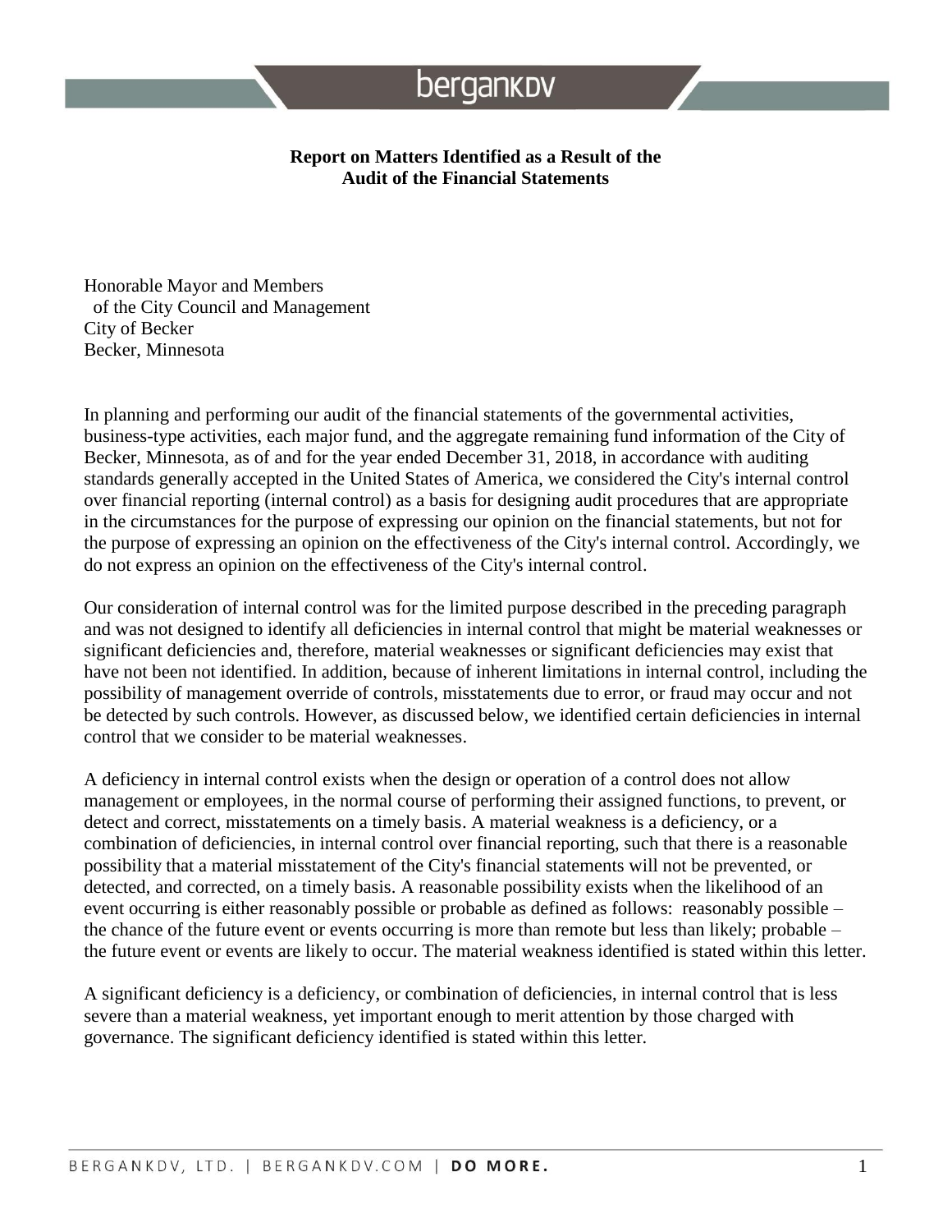## Report on Matters Identified as a Result of the Audit of the Financial Statements

Honorable Mayor and Members
of the City Council and Management
City of Becker
Becker, Minnesota

In planning and performing our audit of the financial statements of the governmental activities, business-type activities, each major fund, and the aggregate remaining fund information of the City of Becker, Minnesota, as of and for the year ended December 31, 2018, in accordance with auditing standards generally accepted in the United States of America, we considered the City's internal control over financial reporting (internal control) as a basis for designing audit procedures that are appropriate in the circumstances for the purpose of expressing our opinion on the financial statements, but not for the purpose of expressing an opinion on the effectiveness of the City's internal control. Accordingly, we do not express an opinion on the effectiveness of the City's internal control.

Our consideration of internal control was for the limited purpose described in the preceding paragraph and was not designed to identify all deficiencies in internal control that might be material weaknesses or significant deficiencies and, therefore, material weaknesses or significant deficiencies may exist that have not been not identified. In addition, because of inherent limitations in internal control, including the possibility of management override of controls, misstatements due to error, or fraud may occur and not be detected by such controls. However, as discussed below, we identified certain deficiencies in internal control that we consider to be material weaknesses.

A deficiency in internal control exists when the design or operation of a control does not allow management or employees, in the normal course of performing their assigned functions, to prevent, or detect and correct, misstatements on a timely basis. A material weakness is a deficiency, or a combination of deficiencies, in internal control over financial reporting, such that there is a reasonable possibility that a material misstatement of the City's financial statements will not be prevented, or detected, and corrected, on a timely basis. A reasonable possibility exists when the likelihood of an event occurring is either reasonably possible or probable as defined as follows: reasonably possible – the chance of the future event or events occurring is more than remote but less than likely; probable – the future event or events are likely to occur. The material weakness identified is stated within this letter.

A significant deficiency is a deficiency, or combination of deficiencies, in internal control that is less severe than a material weakness, yet important enough to merit attention by those charged with governance. The significant deficiency identified is stated within this letter.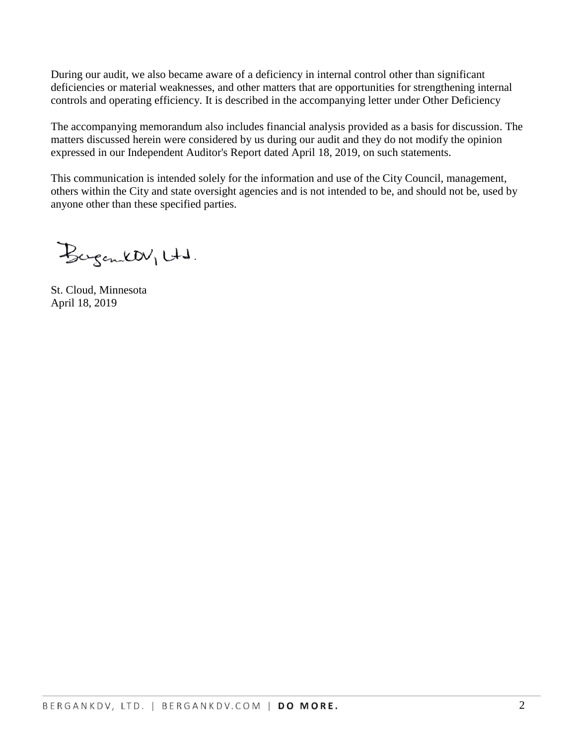During our audit, we also became aware of a deficiency in internal control other than significant deficiencies or material weaknesses, and other matters that are opportunities for strengthening internal controls and operating efficiency. It is described in the accompanying letter under Other Deficiency

The accompanying memorandum also includes financial analysis provided as a basis for discussion. The matters discussed herein were considered by us during our audit and they do not modify the opinion expressed in our Independent Auditor's Report dated April 18, 2019, on such statements.

This communication is intended solely for the information and use of the City Council, management, others within the City and state oversight agencies and is not intended to be, and should not be, used by anyone other than these specified parties.

BerganKDV, Ltd.

St. Cloud, Minnesota
April 18, 2019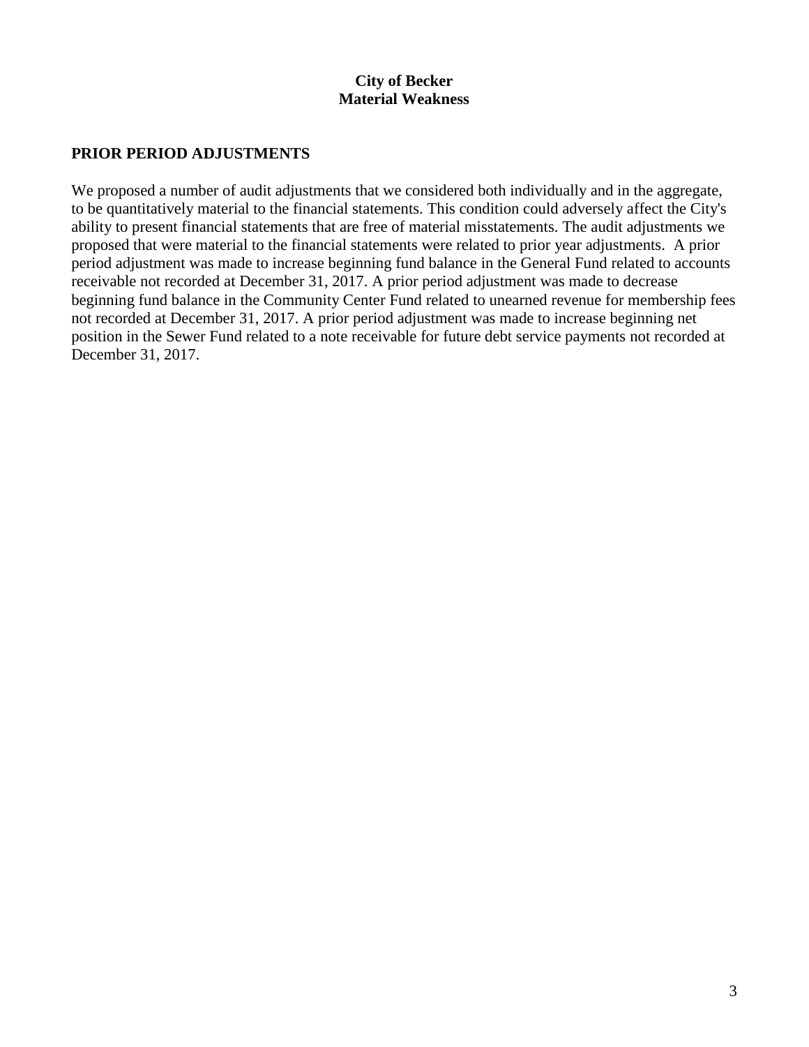**City of Becker**
**Material Weakness**

## PRIOR PERIOD ADJUSTMENTS

We proposed a number of audit adjustments that we considered both individually and in the aggregate, to be quantitatively material to the financial statements. This condition could adversely affect the City's ability to present financial statements that are free of material misstatements. The audit adjustments we proposed that were material to the financial statements were related to prior year adjustments. A prior period adjustment was made to increase beginning fund balance in the General Fund related to accounts receivable not recorded at December 31, 2017. A prior period adjustment was made to decrease beginning fund balance in the Community Center Fund related to unearned revenue for membership fees not recorded at December 31, 2017. A prior period adjustment was made to increase beginning net position in the Sewer Fund related to a note receivable for future debt service payments not recorded at December 31, 2017.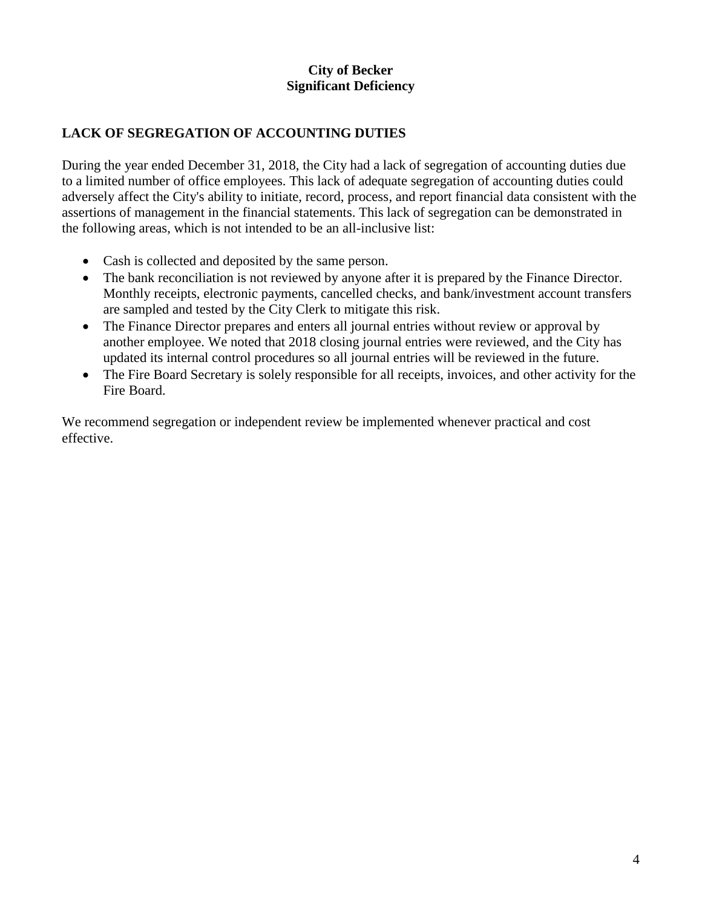**City of Becker**
**Significant Deficiency**

## LACK OF SEGREGATION OF ACCOUNTING DUTIES

During the year ended December 31, 2018, the City had a lack of segregation of accounting duties due to a limited number of office employees. This lack of adequate segregation of accounting duties could adversely affect the City's ability to initiate, record, process, and report financial data consistent with the assertions of management in the financial statements. This lack of segregation can be demonstrated in the following areas, which is not intended to be an all-inclusive list:

- Cash is collected and deposited by the same person.
- The bank reconciliation is not reviewed by anyone after it is prepared by the Finance Director. Monthly receipts, electronic payments, cancelled checks, and bank/investment account transfers are sampled and tested by the City Clerk to mitigate this risk.
- The Finance Director prepares and enters all journal entries without review or approval by another employee. We noted that 2018 closing journal entries were reviewed, and the City has updated its internal control procedures so all journal entries will be reviewed in the future.
- The Fire Board Secretary is solely responsible for all receipts, invoices, and other activity for the Fire Board.

We recommend segregation or independent review be implemented whenever practical and cost effective.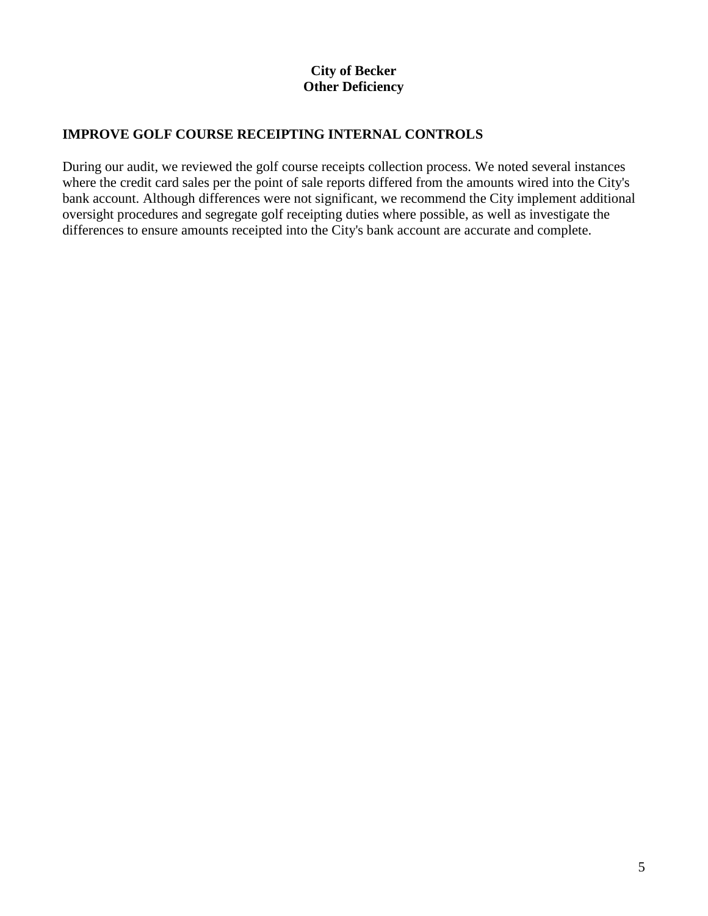**City of Becker**
**Other Deficiency**

## IMPROVE GOLF COURSE RECEIPTING INTERNAL CONTROLS

During our audit, we reviewed the golf course receipts collection process. We noted several instances where the credit card sales per the point of sale reports differed from the amounts wired into the City's bank account. Although differences were not significant, we recommend the City implement additional oversight procedures and segregate golf receipting duties where possible, as well as investigate the differences to ensure amounts receipted into the City's bank account are accurate and complete.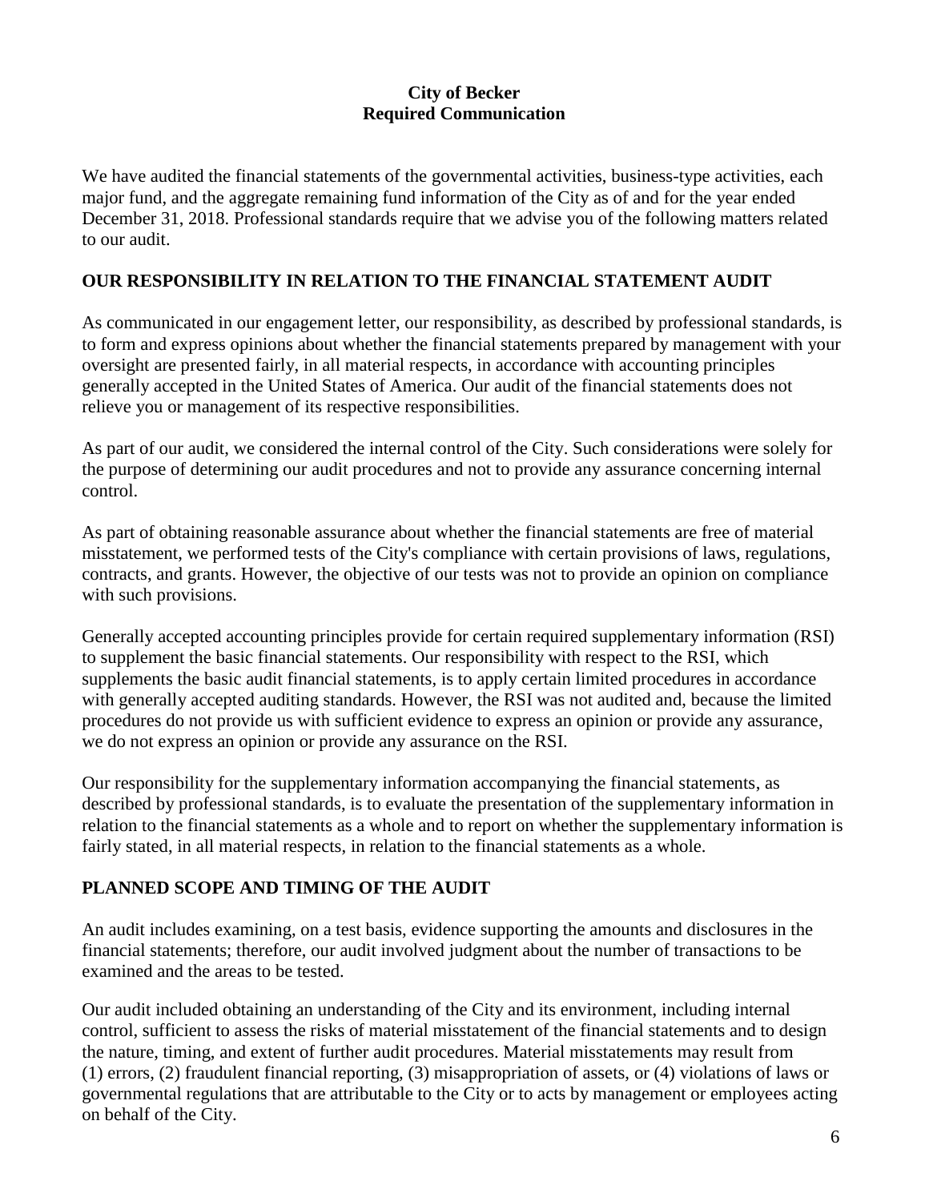**City of Becker**
**Required Communication**

We have audited the financial statements of the governmental activities, business-type activities, each major fund, and the aggregate remaining fund information of the City as of and for the year ended December 31, 2018. Professional standards require that we advise you of the following matters related to our audit.

## OUR RESPONSIBILITY IN RELATION TO THE FINANCIAL STATEMENT AUDIT

As communicated in our engagement letter, our responsibility, as described by professional standards, is to form and express opinions about whether the financial statements prepared by management with your oversight are presented fairly, in all material respects, in accordance with accounting principles generally accepted in the United States of America. Our audit of the financial statements does not relieve you or management of its respective responsibilities.

As part of our audit, we considered the internal control of the City. Such considerations were solely for the purpose of determining our audit procedures and not to provide any assurance concerning internal control.

As part of obtaining reasonable assurance about whether the financial statements are free of material misstatement, we performed tests of the City's compliance with certain provisions of laws, regulations, contracts, and grants. However, the objective of our tests was not to provide an opinion on compliance with such provisions.

Generally accepted accounting principles provide for certain required supplementary information (RSI) to supplement the basic financial statements. Our responsibility with respect to the RSI, which supplements the basic audit financial statements, is to apply certain limited procedures in accordance with generally accepted auditing standards. However, the RSI was not audited and, because the limited procedures do not provide us with sufficient evidence to express an opinion or provide any assurance, we do not express an opinion or provide any assurance on the RSI.

Our responsibility for the supplementary information accompanying the financial statements, as described by professional standards, is to evaluate the presentation of the supplementary information in relation to the financial statements as a whole and to report on whether the supplementary information is fairly stated, in all material respects, in relation to the financial statements as a whole.

## PLANNED SCOPE AND TIMING OF THE AUDIT

An audit includes examining, on a test basis, evidence supporting the amounts and disclosures in the financial statements; therefore, our audit involved judgment about the number of transactions to be examined and the areas to be tested.

Our audit included obtaining an understanding of the City and its environment, including internal control, sufficient to assess the risks of material misstatement of the financial statements and to design the nature, timing, and extent of further audit procedures. Material misstatements may result from (1) errors, (2) fraudulent financial reporting, (3) misappropriation of assets, or (4) violations of laws or governmental regulations that are attributable to the City or to acts by management or employees acting on behalf of the City.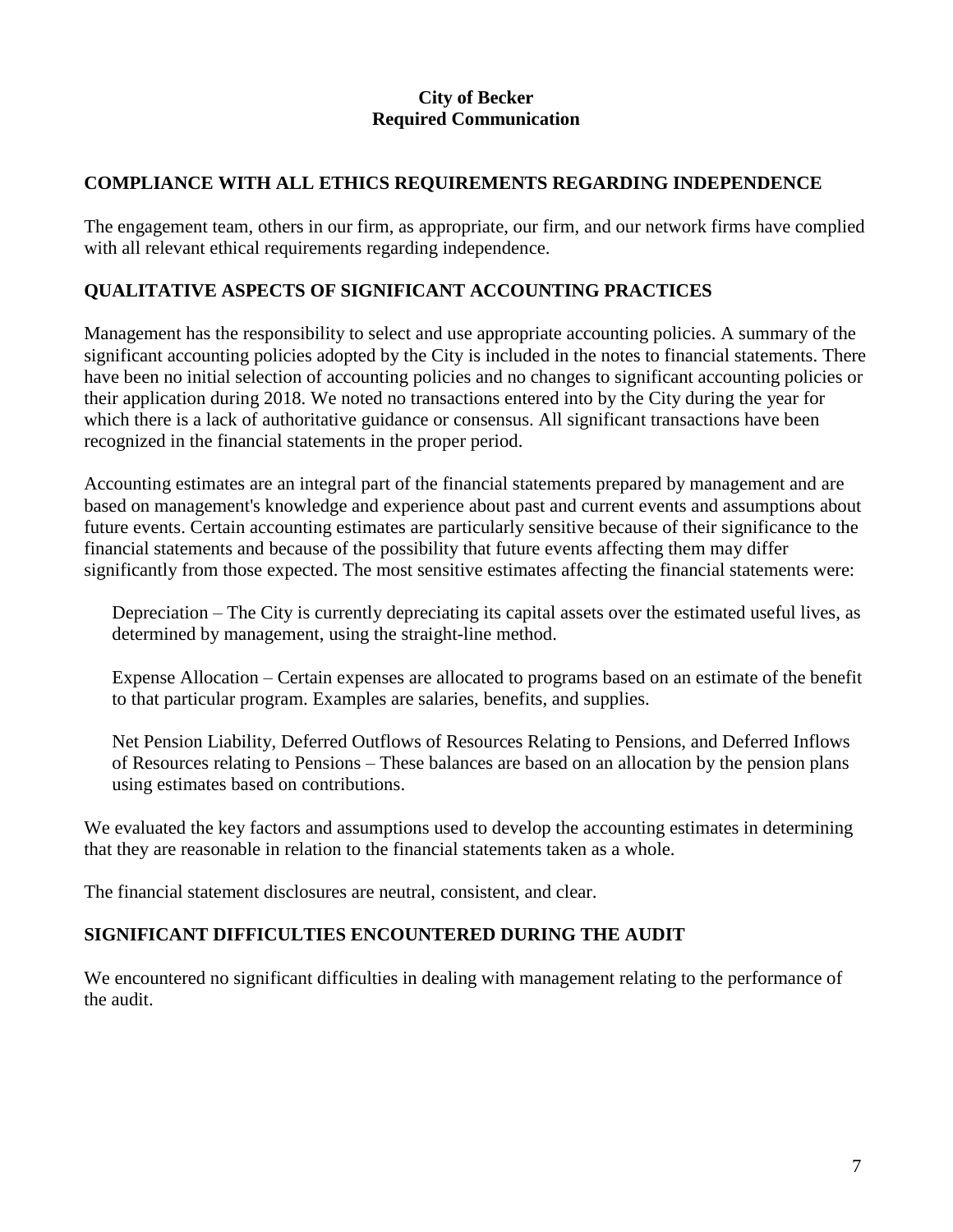**City of Becker**
**Required Communication**

## COMPLIANCE WITH ALL ETHICS REQUIREMENTS REGARDING INDEPENDENCE

The engagement team, others in our firm, as appropriate, our firm, and our network firms have complied with all relevant ethical requirements regarding independence.

## QUALITATIVE ASPECTS OF SIGNIFICANT ACCOUNTING PRACTICES

Management has the responsibility to select and use appropriate accounting policies. A summary of the significant accounting policies adopted by the City is included in the notes to financial statements. There have been no initial selection of accounting policies and no changes to significant accounting policies or their application during 2018. We noted no transactions entered into by the City during the year for which there is a lack of authoritative guidance or consensus. All significant transactions have been recognized in the financial statements in the proper period.

Accounting estimates are an integral part of the financial statements prepared by management and are based on management's knowledge and experience about past and current events and assumptions about future events. Certain accounting estimates are particularly sensitive because of their significance to the financial statements and because of the possibility that future events affecting them may differ significantly from those expected. The most sensitive estimates affecting the financial statements were:

Depreciation – The City is currently depreciating its capital assets over the estimated useful lives, as determined by management, using the straight-line method.

Expense Allocation – Certain expenses are allocated to programs based on an estimate of the benefit to that particular program. Examples are salaries, benefits, and supplies.

Net Pension Liability, Deferred Outflows of Resources Relating to Pensions, and Deferred Inflows of Resources relating to Pensions – These balances are based on an allocation by the pension plans using estimates based on contributions.

We evaluated the key factors and assumptions used to develop the accounting estimates in determining that they are reasonable in relation to the financial statements taken as a whole.

The financial statement disclosures are neutral, consistent, and clear.

## SIGNIFICANT DIFFICULTIES ENCOUNTERED DURING THE AUDIT

We encountered no significant difficulties in dealing with management relating to the performance of the audit.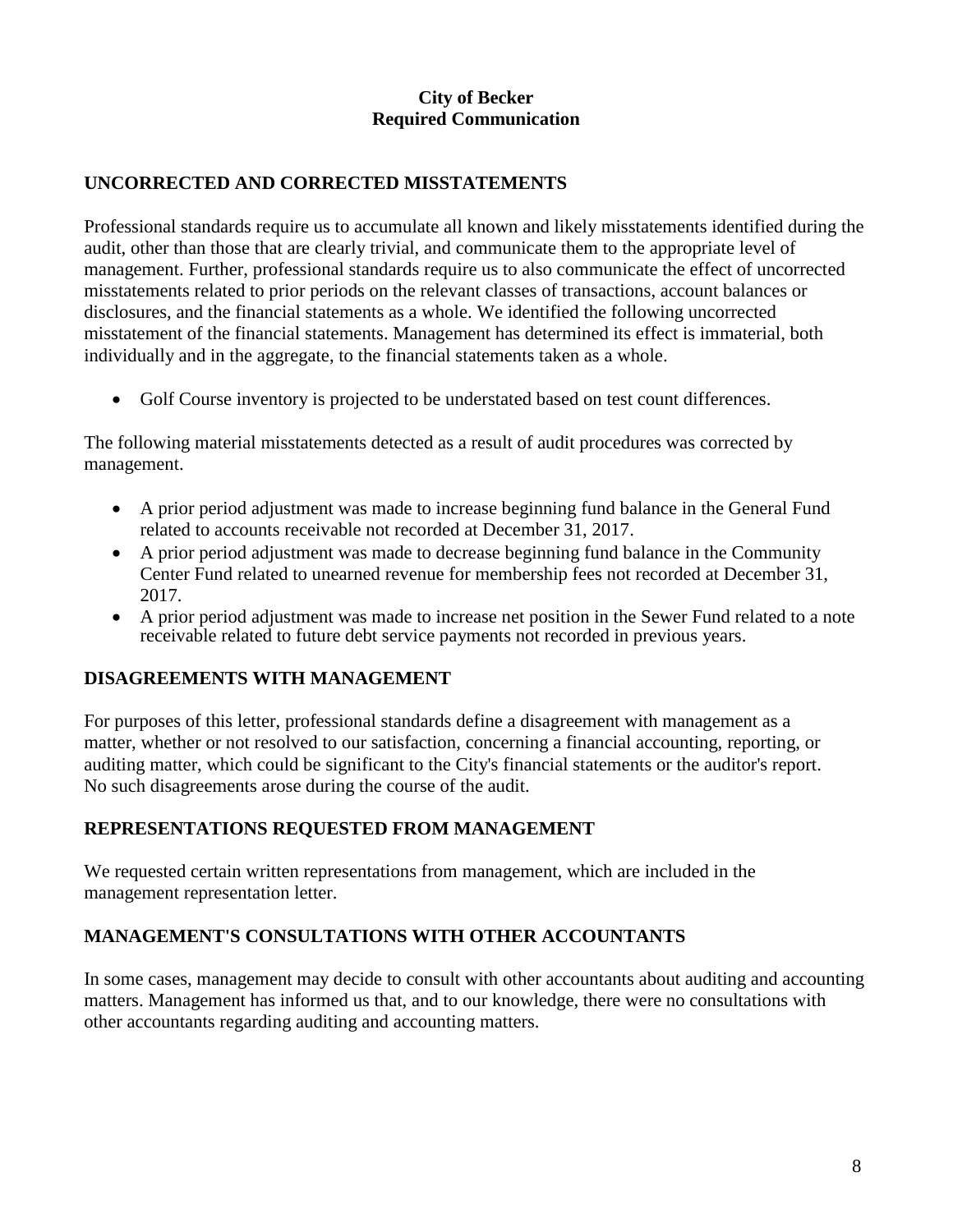**City of Becker**
**Required Communication**

## UNCORRECTED AND CORRECTED MISSTATEMENTS

Professional standards require us to accumulate all known and likely misstatements identified during the audit, other than those that are clearly trivial, and communicate them to the appropriate level of management. Further, professional standards require us to also communicate the effect of uncorrected misstatements related to prior periods on the relevant classes of transactions, account balances or disclosures, and the financial statements as a whole. We identified the following uncorrected misstatement of the financial statements. Management has determined its effect is immaterial, both individually and in the aggregate, to the financial statements taken as a whole.

- Golf Course inventory is projected to be understated based on test count differences.

The following material misstatements detected as a result of audit procedures was corrected by management.

- A prior period adjustment was made to increase beginning fund balance in the General Fund related to accounts receivable not recorded at December 31, 2017.
- A prior period adjustment was made to decrease beginning fund balance in the Community Center Fund related to unearned revenue for membership fees not recorded at December 31, 2017.
- A prior period adjustment was made to increase net position in the Sewer Fund related to a note receivable related to future debt service payments not recorded in previous years.

## DISAGREEMENTS WITH MANAGEMENT

For purposes of this letter, professional standards define a disagreement with management as a matter, whether or not resolved to our satisfaction, concerning a financial accounting, reporting, or auditing matter, which could be significant to the City's financial statements or the auditor's report. No such disagreements arose during the course of the audit.

## REPRESENTATIONS REQUESTED FROM MANAGEMENT

We requested certain written representations from management, which are included in the management representation letter.

## MANAGEMENT'S CONSULTATIONS WITH OTHER ACCOUNTANTS

In some cases, management may decide to consult with other accountants about auditing and accounting matters. Management has informed us that, and to our knowledge, there were no consultations with other accountants regarding auditing and accounting matters.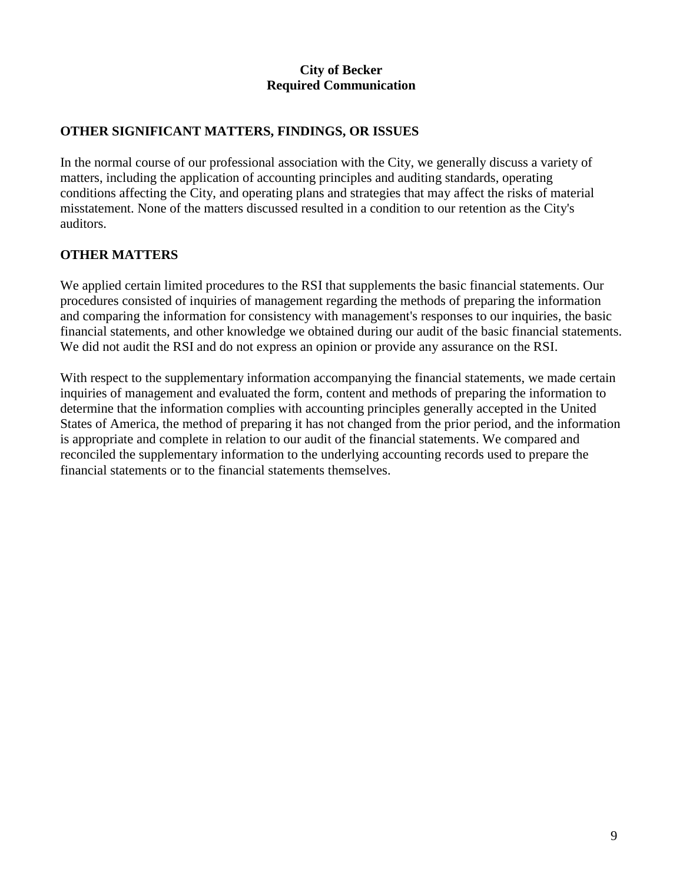**City of Becker**
**Required Communication**

## OTHER SIGNIFICANT MATTERS, FINDINGS, OR ISSUES

In the normal course of our professional association with the City, we generally discuss a variety of matters, including the application of accounting principles and auditing standards, operating conditions affecting the City, and operating plans and strategies that may affect the risks of material misstatement. None of the matters discussed resulted in a condition to our retention as the City's auditors.

## OTHER MATTERS

We applied certain limited procedures to the RSI that supplements the basic financial statements. Our procedures consisted of inquiries of management regarding the methods of preparing the information and comparing the information for consistency with management's responses to our inquiries, the basic financial statements, and other knowledge we obtained during our audit of the basic financial statements. We did not audit the RSI and do not express an opinion or provide any assurance on the RSI.

With respect to the supplementary information accompanying the financial statements, we made certain inquiries of management and evaluated the form, content and methods of preparing the information to determine that the information complies with accounting principles generally accepted in the United States of America, the method of preparing it has not changed from the prior period, and the information is appropriate and complete in relation to our audit of the financial statements. We compared and reconciled the supplementary information to the underlying accounting records used to prepare the financial statements or to the financial statements themselves.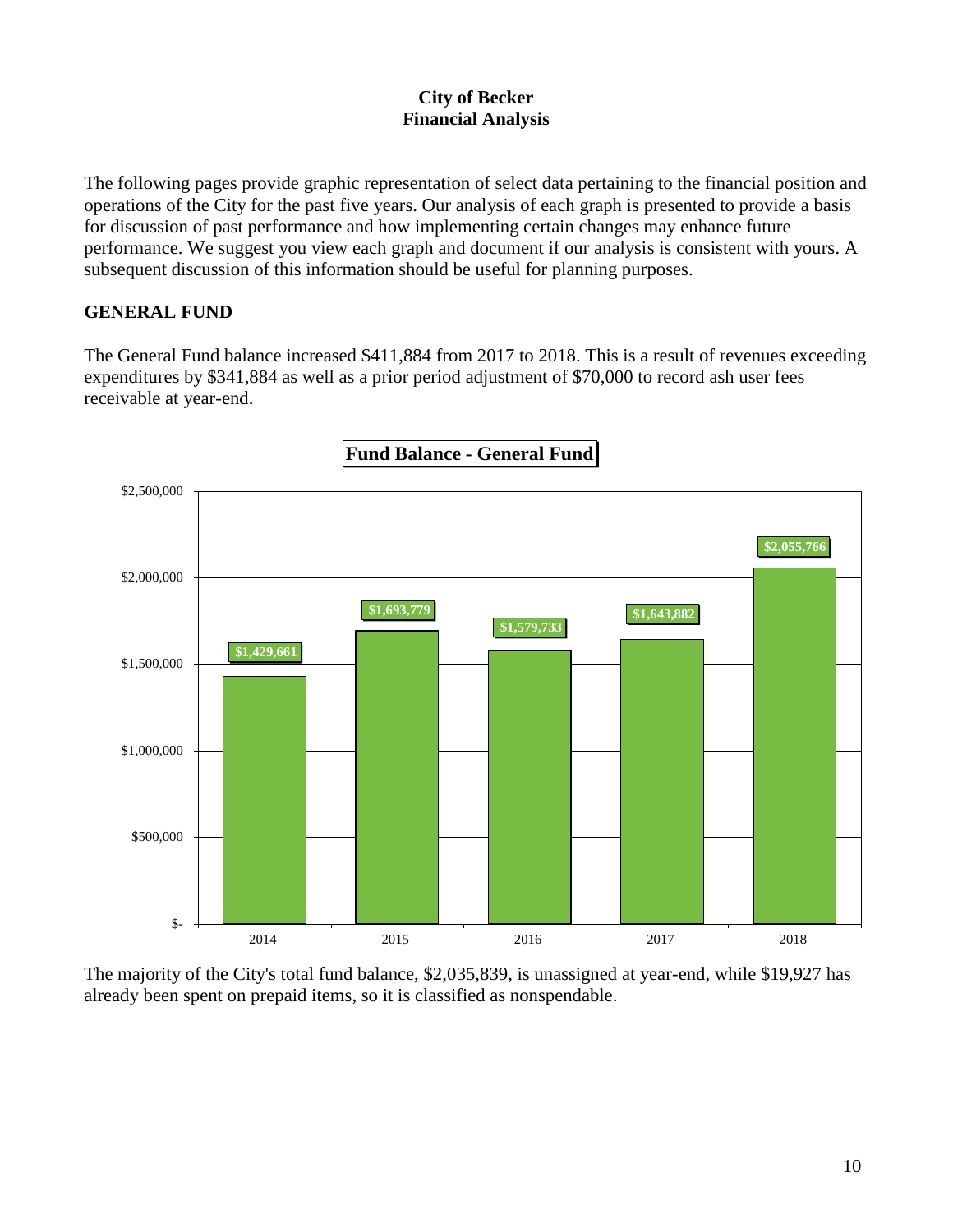**City of Becker**
**Financial Analysis**

The following pages provide graphic representation of select data pertaining to the financial position and operations of the City for the past five years. Our analysis of each graph is presented to provide a basis for discussion of past performance and how implementing certain changes may enhance future performance. We suggest you view each graph and document if our analysis is consistent with yours. A subsequent discussion of this information should be useful for planning purposes.

## GENERAL FUND

The General Fund balance increased $411,884 from 2017 to 2018. This is a result of revenues exceeding expenditures by $341,884 as well as a prior period adjustment of $70,000 to record ash user fees receivable at year-end.

**Fund Balance - General Fund**

| Year | Fund Balance |
| --- | --- |
| 2014 | $1,429,661 |
| 2015 | $1,693,779 |
| 2016 | $1,579,733 |
| 2017 | $1,643,882 |
| 2018 | $2,055,766 |

The majority of the City's total fund balance, $2,035,839, is unassigned at year-end, while $19,927 has already been spent on prepaid items, so it is classified as nonspendable.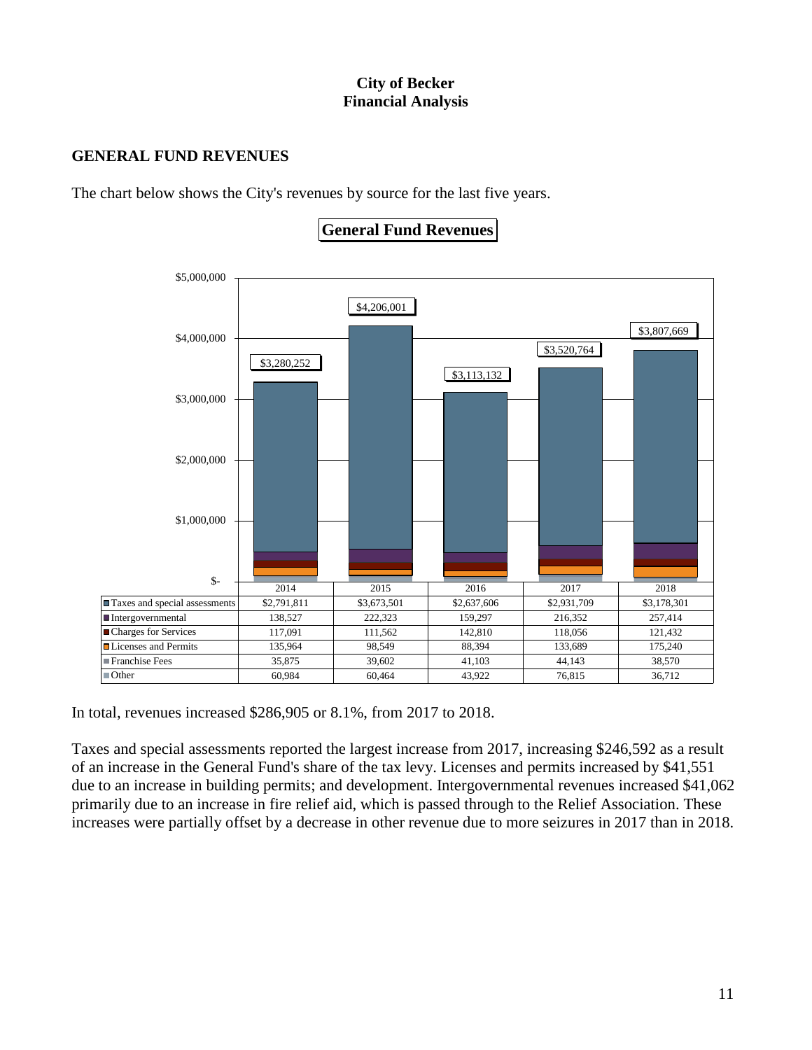**City of Becker**
**Financial Analysis**

## GENERAL FUND REVENUES

The chart below shows the City's revenues by source for the last five years.

**General Fund Revenues**

| | 2014 | 2015 | 2016 | 2017 | 2018 |
|---|---|---|---|---|---|
| Total | $3,280,252 | $4,206,001 | $3,113,132 | $3,520,764 | $3,807,669 |
| Taxes and special assessments | $2,791,811 | $3,673,501 | $2,637,606 | $2,931,709 | $3,178,301 |
| Intergovernmental | 138,527 | 222,323 | 159,297 | 216,352 | 257,414 |
| Charges for Services | 117,091 | 111,562 | 142,810 | 118,056 | 121,432 |
| Licenses and Permits | 135,964 | 98,549 | 88,394 | 133,689 | 175,240 |
| Franchise Fees | 35,875 | 39,602 | 41,103 | 44,143 | 38,570 |
| Other | 60,984 | 60,464 | 43,922 | 76,815 | 36,712 |

In total, revenues increased $286,905 or 8.1%, from 2017 to 2018.

Taxes and special assessments reported the largest increase from 2017, increasing $246,592 as a result of an increase in the General Fund's share of the tax levy. Licenses and permits increased by $41,551 due to an increase in building permits; and development. Intergovernmental revenues increased $41,062 primarily due to an increase in fire relief aid, which is passed through to the Relief Association. These increases were partially offset by a decrease in other revenue due to more seizures in 2017 than in 2018.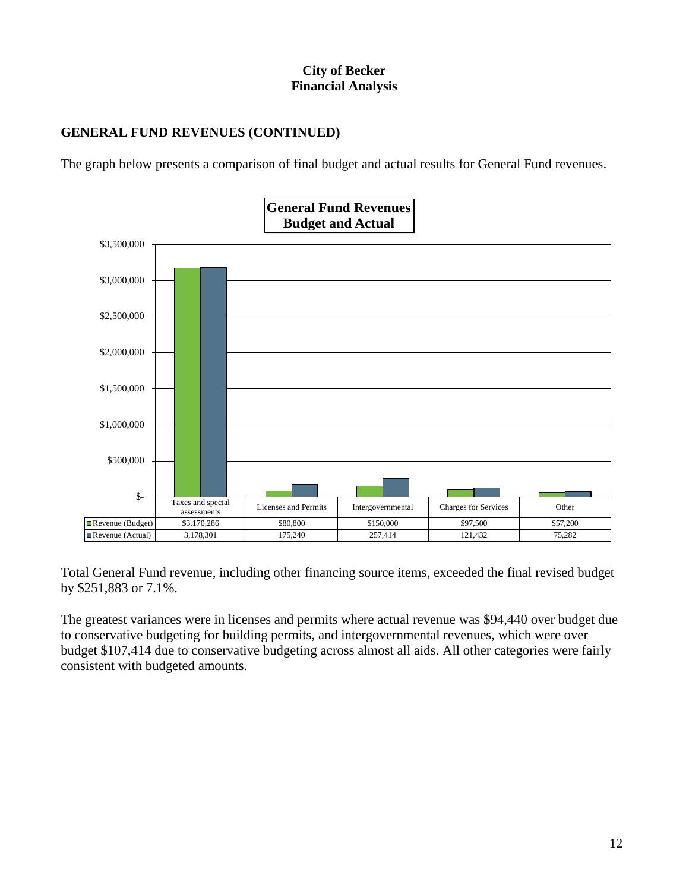**City of Becker**
**Financial Analysis**

## GENERAL FUND REVENUES (CONTINUED)

The graph below presents a comparison of final budget and actual results for General Fund revenues.

**General Fund Revenues Budget and Actual**

| | Taxes and special assessments | Licenses and Permits | Intergovernmental | Charges for Services | Other |
|---|---|---|---|---|---|
| Revenue (Budget) | $3,170,286 | $80,800 | $150,000 | $97,500 | $57,200 |
| Revenue (Actual) | 3,178,301 | 175,240 | 257,414 | 121,432 | 75,282 |

Total General Fund revenue, including other financing source items, exceeded the final revised budget by $251,883 or 7.1%.

The greatest variances were in licenses and permits where actual revenue was $94,440 over budget due to conservative budgeting for building permits, and intergovernmental revenues, which were over budget $107,414 due to conservative budgeting across almost all aids. All other categories were fairly consistent with budgeted amounts.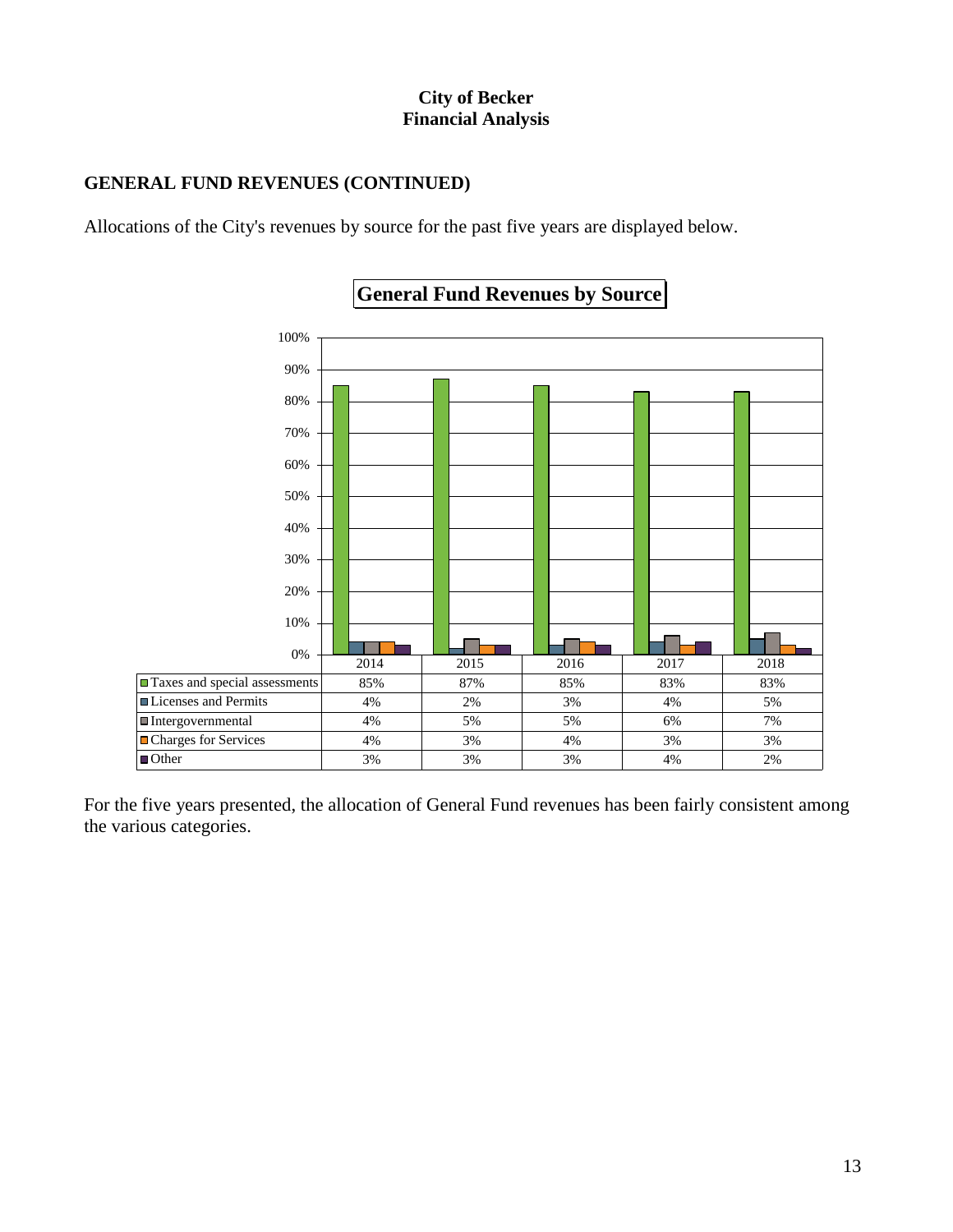**City of Becker**
**Financial Analysis**

## GENERAL FUND REVENUES (CONTINUED)

Allocations of the City's revenues by source for the past five years are displayed below.

**General Fund Revenues by Source**

| | 2014 | 2015 | 2016 | 2017 | 2018 |
|---|---|---|---|---|---|
| Taxes and special assessments | 85% | 87% | 85% | 83% | 83% |
| Licenses and Permits | 4% | 2% | 3% | 4% | 5% |
| Intergovernmental | 4% | 5% | 5% | 6% | 7% |
| Charges for Services | 4% | 3% | 4% | 3% | 3% |
| Other | 3% | 3% | 3% | 4% | 2% |

For the five years presented, the allocation of General Fund revenues has been fairly consistent among the various categories.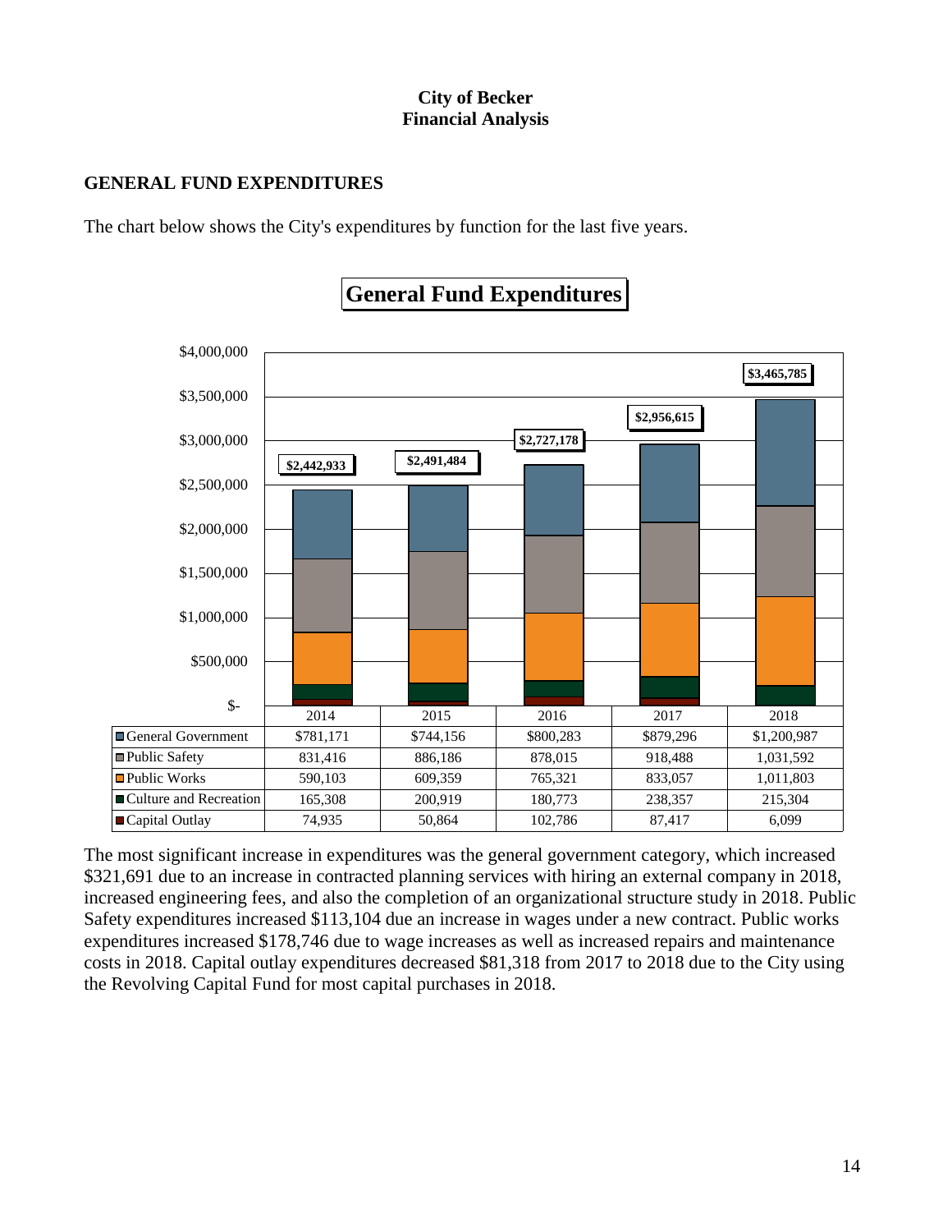**City of Becker**
**Financial Analysis**

## GENERAL FUND EXPENDITURES

The chart below shows the City's expenditures by function for the last five years.

**General Fund Expenditures**

| | 2014 | 2015 | 2016 | 2017 | 2018 |
|---|---|---|---|---|---|
| Total | $2,442,933 | $2,491,484 | $2,727,178 | $2,956,615 | $3,465,785 |
| General Government | $781,171 | $744,156 | $800,283 | $879,296 | $1,200,987 |
| Public Safety | 831,416 | 886,186 | 878,015 | 918,488 | 1,031,592 |
| Public Works | 590,103 | 609,359 | 765,321 | 833,057 | 1,011,803 |
| Culture and Recreation | 165,308 | 200,919 | 180,773 | 238,357 | 215,304 |
| Capital Outlay | 74,935 | 50,864 | 102,786 | 87,417 | 6,099 |

The most significant increase in expenditures was the general government category, which increased $321,691 due to an increase in contracted planning services with hiring an external company in 2018, increased engineering fees, and also the completion of an organizational structure study in 2018. Public Safety expenditures increased $113,104 due an increase in wages under a new contract. Public works expenditures increased $178,746 due to wage increases as well as increased repairs and maintenance costs in 2018. Capital outlay expenditures decreased $81,318 from 2017 to 2018 due to the City using the Revolving Capital Fund for most capital purchases in 2018.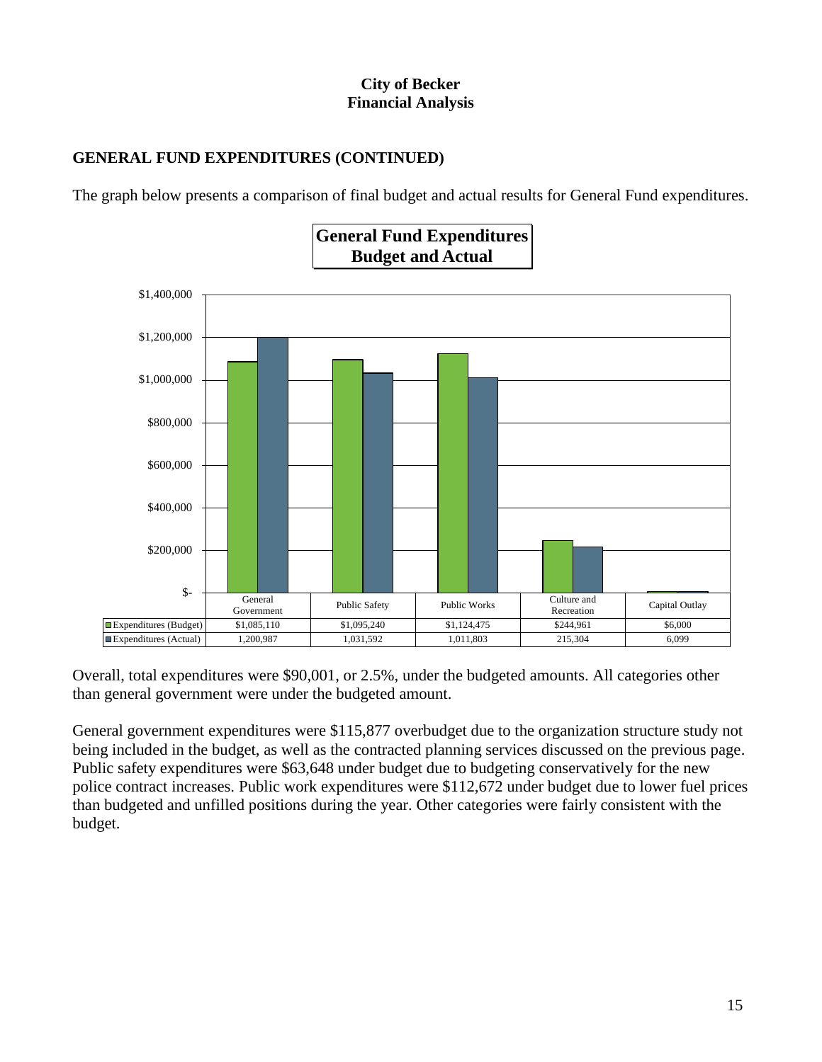**City of Becker**
**Financial Analysis**

## GENERAL FUND EXPENDITURES (CONTINUED)

The graph below presents a comparison of final budget and actual results for General Fund expenditures.

**General Fund Expenditures**
**Budget and Actual**

| | General Government | Public Safety | Public Works | Culture and Recreation | Capital Outlay |
|---|---|---|---|---|---|
| Expenditures (Budget) | $1,085,110 | $1,095,240 | $1,124,475 | $244,961 | $6,000 |
| Expenditures (Actual) | 1,200,987 | 1,031,592 | 1,011,803 | 215,304 | 6,099 |

Overall, total expenditures were $90,001, or 2.5%, under the budgeted amounts. All categories other than general government were under the budgeted amount.

General government expenditures were $115,877 overbudget due to the organization structure study not being included in the budget, as well as the contracted planning services discussed on the previous page. Public safety expenditures were $63,648 under budget due to budgeting conservatively for the new police contract increases. Public work expenditures were $112,672 under budget due to lower fuel prices than budgeted and unfilled positions during the year. Other categories were fairly consistent with the budget.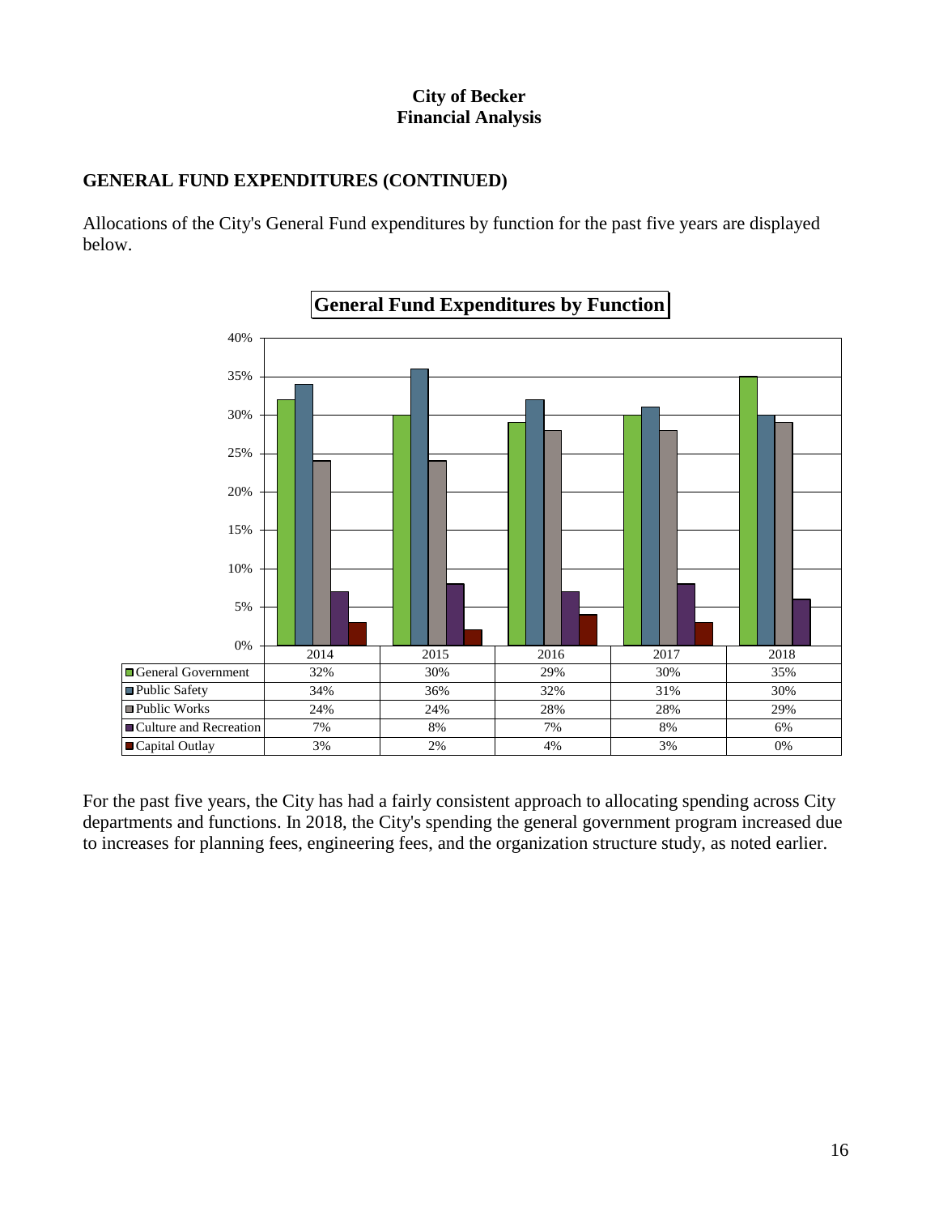**City of Becker**
**Financial Analysis**

## GENERAL FUND EXPENDITURES (CONTINUED)

Allocations of the City's General Fund expenditures by function for the past five years are displayed below.

**General Fund Expenditures by Function**

| | 2014 | 2015 | 2016 | 2017 | 2018 |
|---|---|---|---|---|---|
| General Government | 32% | 30% | 29% | 30% | 35% |
| Public Safety | 34% | 36% | 32% | 31% | 30% |
| Public Works | 24% | 24% | 28% | 28% | 29% |
| Culture and Recreation | 7% | 8% | 7% | 8% | 6% |
| Capital Outlay | 3% | 2% | 4% | 3% | 0% |

For the past five years, the City has had a fairly consistent approach to allocating spending across City departments and functions. In 2018, the City's spending the general government program increased due to increases for planning fees, engineering fees, and the organization structure study, as noted earlier.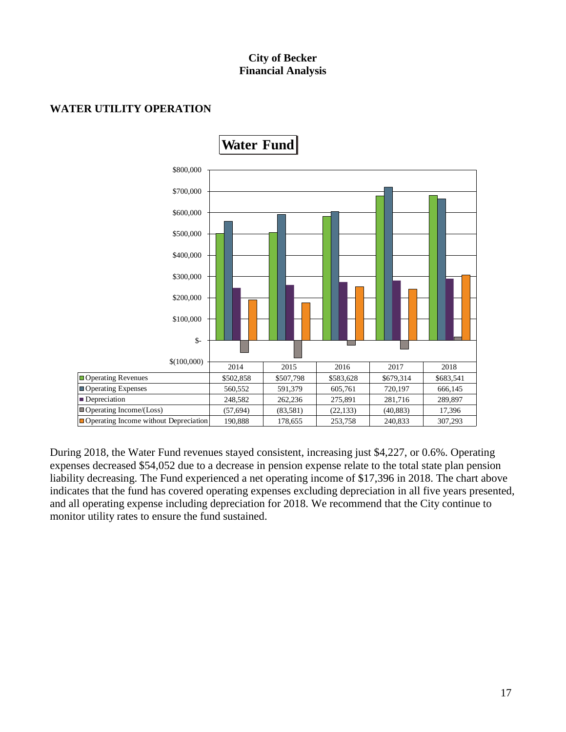**City of Becker**
**Financial Analysis**

## WATER UTILITY OPERATION

**Water Fund**

| | 2014 | 2015 | 2016 | 2017 | 2018 |
|---|---|---|---|---|---|
| Operating Revenues | $502,858 | $507,798 | $583,628 | $679,314 | $683,541 |
| Operating Expenses | 560,552 | 591,379 | 605,761 | 720,197 | 666,145 |
| Depreciation | 248,582 | 262,236 | 275,891 | 281,716 | 289,897 |
| Operating Income/(Loss) | (57,694) | (83,581) | (22,133) | (40,883) | 17,396 |
| Operating Income without Depreciation | 190,888 | 178,655 | 253,758 | 240,833 | 307,293 |

During 2018, the Water Fund revenues stayed consistent, increasing just $4,227, or 0.6%. Operating expenses decreased $54,052 due to a decrease in pension expense relate to the total state plan pension liability decreasing. The Fund experienced a net operating income of $17,396 in 2018. The chart above indicates that the fund has covered operating expenses excluding depreciation in all five years presented, and all operating expense including depreciation for 2018. We recommend that the City continue to monitor utility rates to ensure the fund sustained.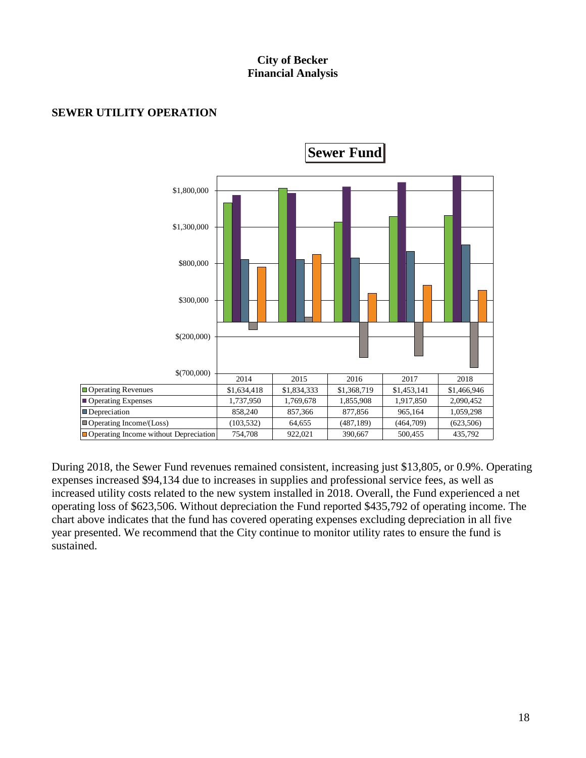**City of Becker**
**Financial Analysis**

## SEWER UTILITY OPERATION

**Sewer Fund**

| | 2014 | 2015 | 2016 | 2017 | 2018 |
|---|---|---|---|---|---|
| Operating Revenues | $1,634,418 | $1,834,333 | $1,368,719 | $1,453,141 | $1,466,946 |
| Operating Expenses | 1,737,950 | 1,769,678 | 1,855,908 | 1,917,850 | 2,090,452 |
| Depreciation | 858,240 | 857,366 | 877,856 | 965,164 | 1,059,298 |
| Operating Income/(Loss) | (103,532) | 64,655 | (487,189) | (464,709) | (623,506) |
| Operating Income without Depreciation | 754,708 | 922,021 | 390,667 | 500,455 | 435,792 |

During 2018, the Sewer Fund revenues remained consistent, increasing just $13,805, or 0.9%. Operating expenses increased $94,134 due to increases in supplies and professional service fees, as well as increased utility costs related to the new system installed in 2018. Overall, the Fund experienced a net operating loss of $623,506. Without depreciation the Fund reported $435,792 of operating income. The chart above indicates that the fund has covered operating expenses excluding depreciation in all five year presented. We recommend that the City continue to monitor utility rates to ensure the fund is sustained.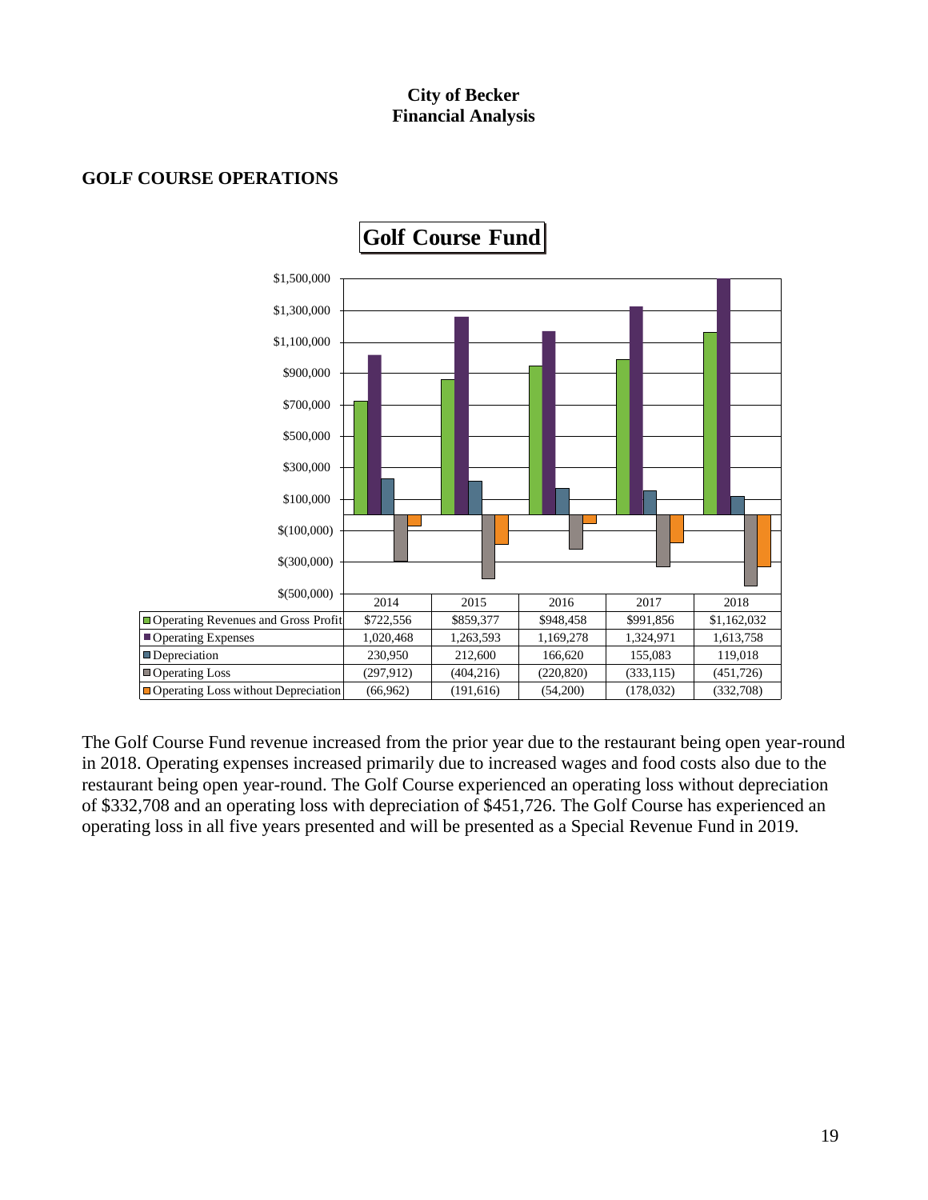**City of Becker**
**Financial Analysis**

## GOLF COURSE OPERATIONS

**Golf Course Fund**

| | 2014 | 2015 | 2016 | 2017 | 2018 |
|---|---|---|---|---|---|
| Operating Revenues and Gross Profit | $722,556 | $859,377 | $948,458 | $991,856 | $1,162,032 |
| Operating Expenses | 1,020,468 | 1,263,593 | 1,169,278 | 1,324,971 | 1,613,758 |
| Depreciation | 230,950 | 212,600 | 166,620 | 155,083 | 119,018 |
| Operating Loss | (297,912) | (404,216) | (220,820) | (333,115) | (451,726) |
| Operating Loss without Depreciation | (66,962) | (191,616) | (54,200) | (178,032) | (332,708) |

The Golf Course Fund revenue increased from the prior year due to the restaurant being open year-round in 2018. Operating expenses increased primarily due to increased wages and food costs also due to the restaurant being open year-round. The Golf Course experienced an operating loss without depreciation of $332,708 and an operating loss with depreciation of $451,726. The Golf Course has experienced an operating loss in all five years presented and will be presented as a Special Revenue Fund in 2019.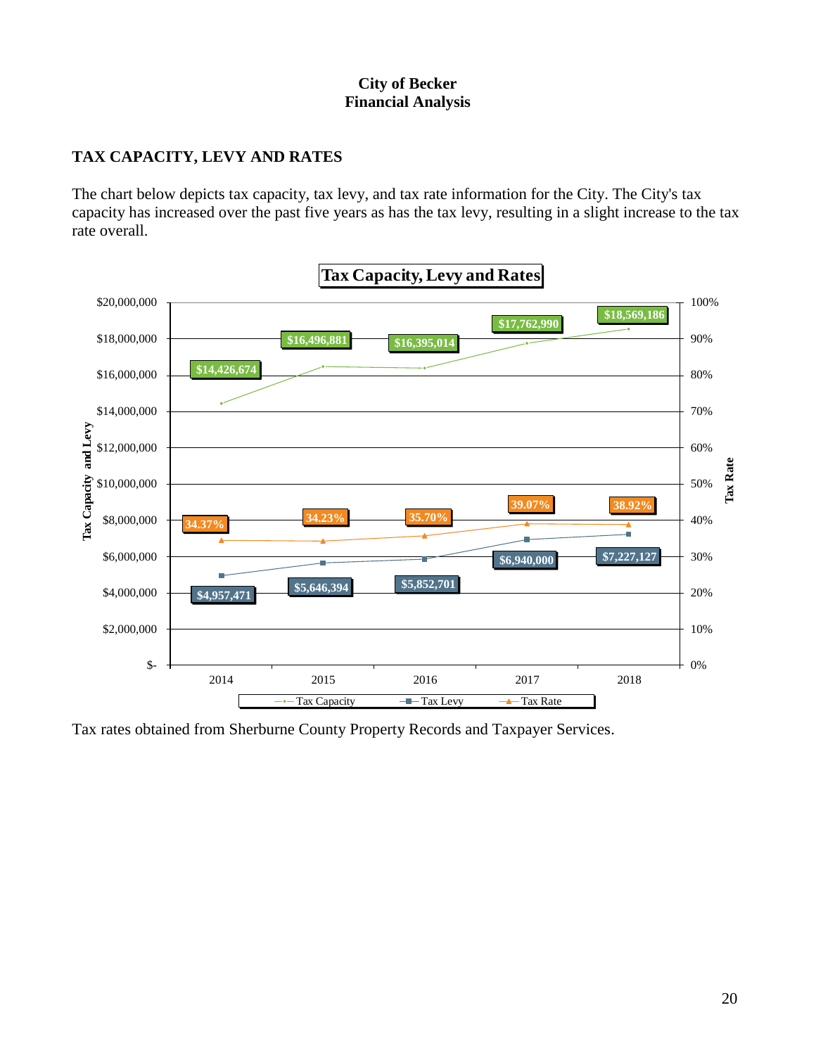# City of Becker
# Financial Analysis

## TAX CAPACITY, LEVY AND RATES

The chart below depicts tax capacity, tax levy, and tax rate information for the City. The City's tax capacity has increased over the past five years as has the tax levy, resulting in a slight increase to the tax rate overall.

**Tax Capacity, Levy and Rates**

| Year | Tax Capacity | Tax Levy | Tax Rate |
|---|---|---|---|
| 2014 | $14,426,674 | $4,957,471 | 34.37% |
| 2015 | $16,496,881 | $5,646,394 | 34.23% |
| 2016 | $16,395,014 | $5,852,701 | 35.70% |
| 2017 | $17,762,990 | $6,940,000 | 39.07% |
| 2018 | $18,569,186 | $7,227,127 | 38.92% |

Tax rates obtained from Sherburne County Property Records and Taxpayer Services.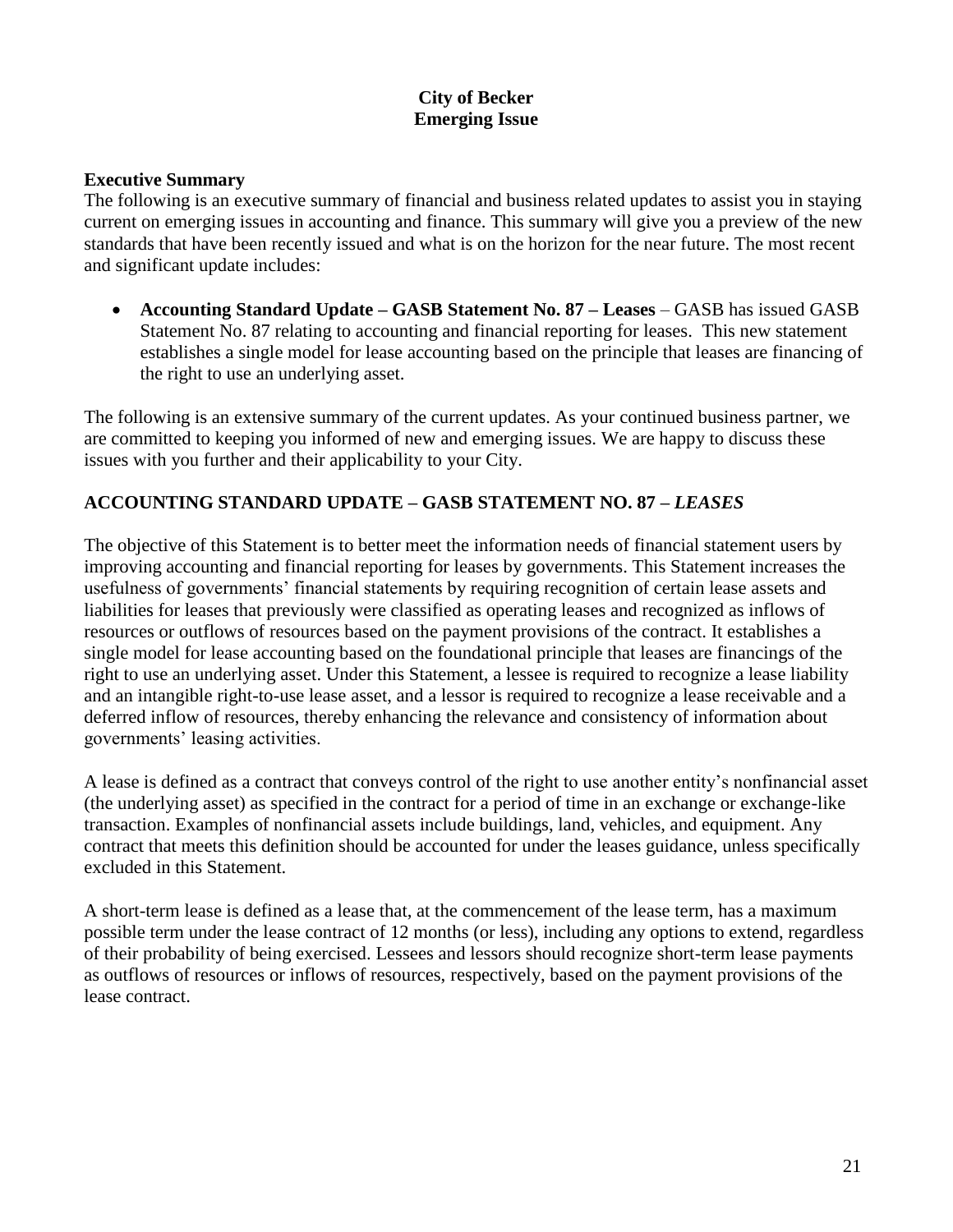**City of Becker**
**Emerging Issue**

**Executive Summary**

The following is an executive summary of financial and business related updates to assist you in staying current on emerging issues in accounting and finance. This summary will give you a preview of the new standards that have been recently issued and what is on the horizon for the near future. The most recent and significant update includes:

- **Accounting Standard Update – GASB Statement No. 87 – Leases** – GASB has issued GASB Statement No. 87 relating to accounting and financial reporting for leases. This new statement establishes a single model for lease accounting based on the principle that leases are financing of the right to use an underlying asset.

The following is an extensive summary of the current updates. As your continued business partner, we are committed to keeping you informed of new and emerging issues. We are happy to discuss these issues with you further and their applicability to your City.

**ACCOUNTING STANDARD UPDATE – GASB STATEMENT NO. 87 – *LEASES***

The objective of this Statement is to better meet the information needs of financial statement users by improving accounting and financial reporting for leases by governments. This Statement increases the usefulness of governments' financial statements by requiring recognition of certain lease assets and liabilities for leases that previously were classified as operating leases and recognized as inflows of resources or outflows of resources based on the payment provisions of the contract. It establishes a single model for lease accounting based on the foundational principle that leases are financings of the right to use an underlying asset. Under this Statement, a lessee is required to recognize a lease liability and an intangible right-to-use lease asset, and a lessor is required to recognize a lease receivable and a deferred inflow of resources, thereby enhancing the relevance and consistency of information about governments' leasing activities.

A lease is defined as a contract that conveys control of the right to use another entity's nonfinancial asset (the underlying asset) as specified in the contract for a period of time in an exchange or exchange-like transaction. Examples of nonfinancial assets include buildings, land, vehicles, and equipment. Any contract that meets this definition should be accounted for under the leases guidance, unless specifically excluded in this Statement.

A short-term lease is defined as a lease that, at the commencement of the lease term, has a maximum possible term under the lease contract of 12 months (or less), including any options to extend, regardless of their probability of being exercised. Lessees and lessors should recognize short-term lease payments as outflows of resources or inflows of resources, respectively, based on the payment provisions of the lease contract.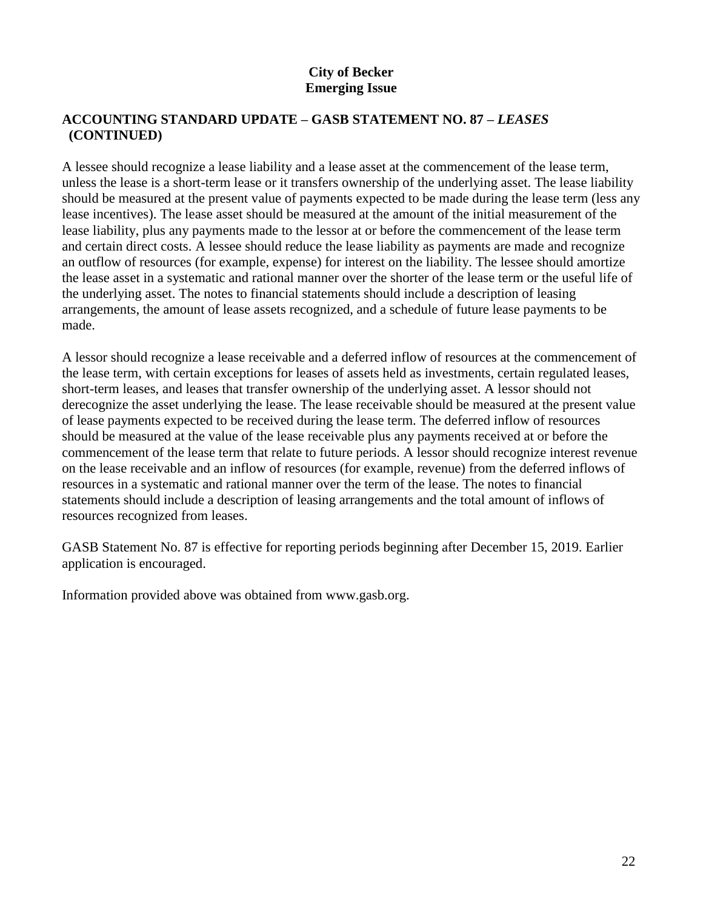**City of Becker**
**Emerging Issue**

## ACCOUNTING STANDARD UPDATE – GASB STATEMENT NO. 87 – *LEASES* (CONTINUED)

A lessee should recognize a lease liability and a lease asset at the commencement of the lease term, unless the lease is a short-term lease or it transfers ownership of the underlying asset. The lease liability should be measured at the present value of payments expected to be made during the lease term (less any lease incentives). The lease asset should be measured at the amount of the initial measurement of the lease liability, plus any payments made to the lessor at or before the commencement of the lease term and certain direct costs. A lessee should reduce the lease liability as payments are made and recognize an outflow of resources (for example, expense) for interest on the liability. The lessee should amortize the lease asset in a systematic and rational manner over the shorter of the lease term or the useful life of the underlying asset. The notes to financial statements should include a description of leasing arrangements, the amount of lease assets recognized, and a schedule of future lease payments to be made.

A lessor should recognize a lease receivable and a deferred inflow of resources at the commencement of the lease term, with certain exceptions for leases of assets held as investments, certain regulated leases, short-term leases, and leases that transfer ownership of the underlying asset. A lessor should not derecognize the asset underlying the lease. The lease receivable should be measured at the present value of lease payments expected to be received during the lease term. The deferred inflow of resources should be measured at the value of the lease receivable plus any payments received at or before the commencement of the lease term that relate to future periods. A lessor should recognize interest revenue on the lease receivable and an inflow of resources (for example, revenue) from the deferred inflows of resources in a systematic and rational manner over the term of the lease. The notes to financial statements should include a description of leasing arrangements and the total amount of inflows of resources recognized from leases.

GASB Statement No. 87 is effective for reporting periods beginning after December 15, 2019. Earlier application is encouraged.

Information provided above was obtained from www.gasb.org.